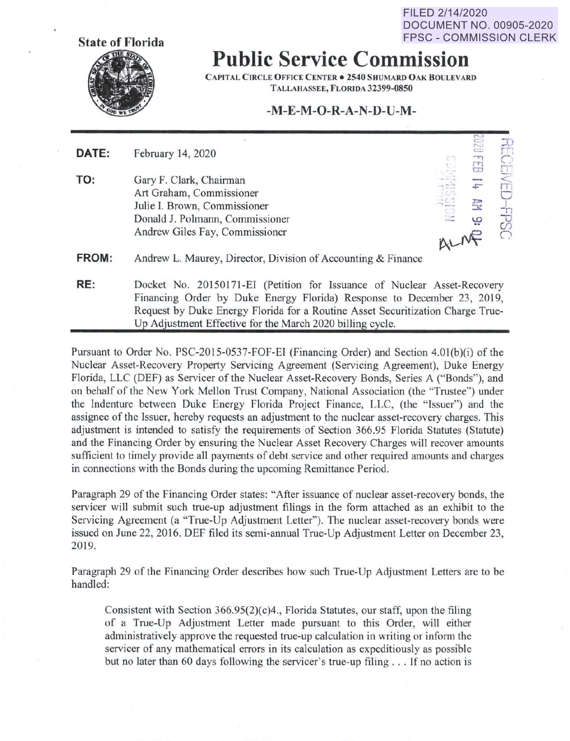FILED 2/14/2020
DOCUMENT NO. 00905-2020
FPSC - COMMISSION CLERK

**State of Florida**

# Public Service Commission

CAPITAL CIRCLE OFFICE CENTER • 2540 SHUMARD OAK BOULEVARD
TALLAHASSEE, FLORIDA 32399-0850

**-M-E-M-O-R-A-N-D-U-M-**

RECEIVED-FPSC
2020 FEB 14 AM 9:0?
COMMISSION CLERK

**DATE:** February 14, 2020

**TO:** Gary F. Clark, Chairman
Art Graham, Commissioner
Julie I. Brown, Commissioner
Donald J. Polmann, Commissioner
Andrew Giles Fay, Commissioner

**FROM:** Andrew L. Maurey, Director, Division of Accounting & Finance

**RE:** Docket No. 20150171-EI (Petition for Issuance of Nuclear Asset-Recovery Financing Order by Duke Energy Florida) Response to December 23, 2019, Request by Duke Energy Florida for a Routine Asset Securitization Charge True-Up Adjustment Effective for the March 2020 billing cycle.

---

Pursuant to Order No. PSC-2015-0537-FOF-EI (Financing Order) and Section 4.01(b)(i) of the Nuclear Asset-Recovery Property Servicing Agreement (Servicing Agreement), Duke Energy Florida, LLC (DEF) as Servicer of the Nuclear Asset-Recovery Bonds, Series A ("Bonds"), and on behalf of the New York Mellon Trust Company, National Association (the "Trustee") under the Indenture between Duke Energy Florida Project Finance, LLC, (the "Issuer") and the assignee of the Issuer, hereby requests an adjustment to the nuclear asset-recovery charges. This adjustment is intended to satisfy the requirements of Section 366.95 Florida Statutes (Statute) and the Financing Order by ensuring the Nuclear Asset Recovery Charges will recover amounts sufficient to timely provide all payments of debt service and other required amounts and charges in connections with the Bonds during the upcoming Remittance Period.

Paragraph 29 of the Financing Order states: "After issuance of nuclear asset-recovery bonds, the servicer will submit such true-up adjustment filings in the form attached as an exhibit to the Servicing Agreement (a "True-Up Adjustment Letter"). The nuclear asset-recovery bonds were issued on June 22, 2016. DEF filed its semi-annual True-Up Adjustment Letter on December 23, 2019.

Paragraph 29 of the Financing Order describes how such True-Up Adjustment Letters are to be handled:

> Consistent with Section 366.95(2)(c)4., Florida Statutes, our staff, upon the filing of a True-Up Adjustment Letter made pursuant to this Order, will either administratively approve the requested true-up calculation in writing or inform the servicer of any mathematical errors in its calculation as expeditiously as possible but no later than 60 days following the servicer's true-up filing . . . If no action is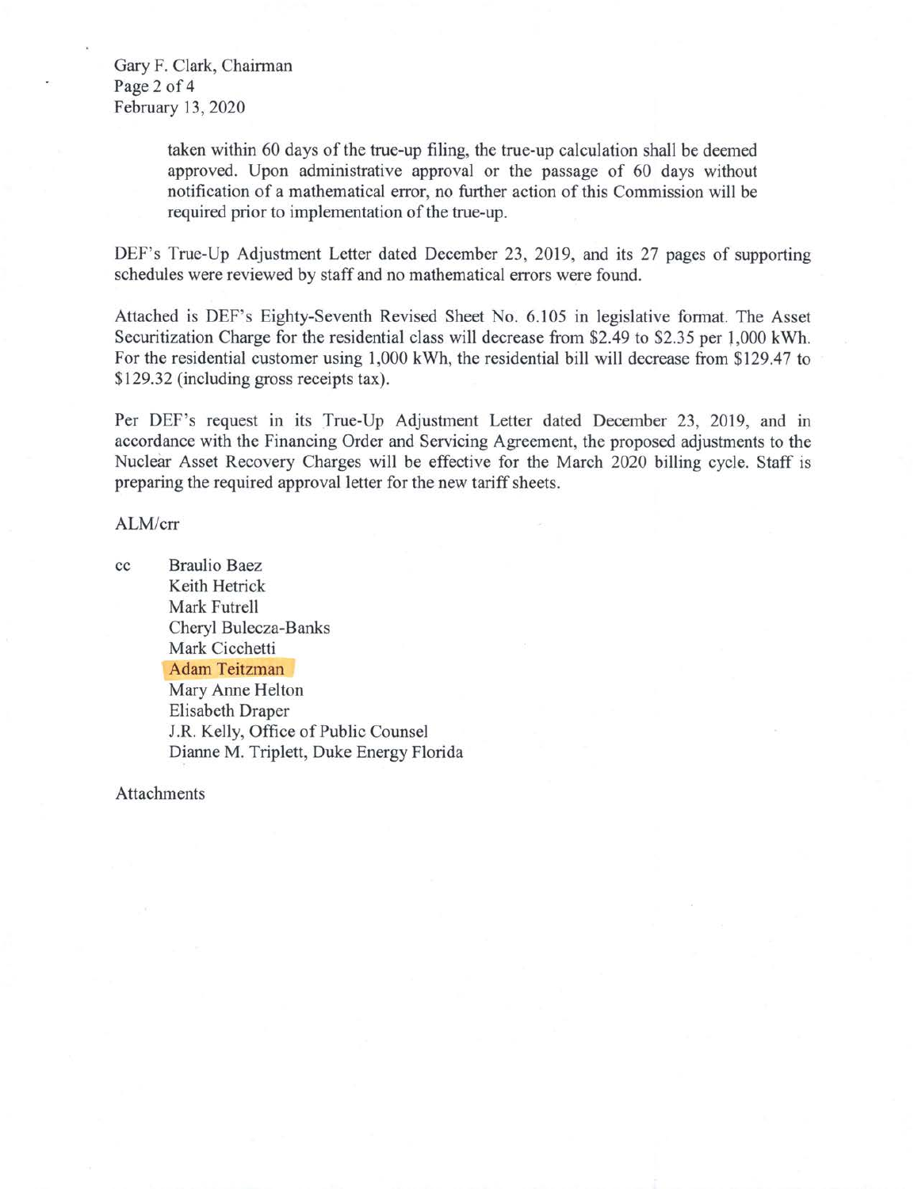taken within 60 days of the true-up filing, the true-up calculation shall be deemed approved. Upon administrative approval or the passage of 60 days without notification of a mathematical error, no further action of this Commission will be required prior to implementation of the true-up.

DEF's True-Up Adjustment Letter dated December 23, 2019, and its 27 pages of supporting schedules were reviewed by staff and no mathematical errors were found.

Attached is DEF's Eighty-Seventh Revised Sheet No. 6.105 in legislative format. The Asset Securitization Charge for the residential class will decrease from $2.49 to $2.35 per 1,000 kWh. For the residential customer using 1,000 kWh, the residential bill will decrease from $129.47 to $129.32 (including gross receipts tax).

Per DEF's request in its True-Up Adjustment Letter dated December 23, 2019, and in accordance with the Financing Order and Servicing Agreement, the proposed adjustments to the Nuclear Asset Recovery Charges will be effective for the March 2020 billing cycle. Staff is preparing the required approval letter for the new tariff sheets.

ALM/crr

cc Braulio Baez
Keith Hetrick
Mark Futrell
Cheryl Bulecza-Banks
Mark Cicchetti
Adam Teitzman
Mary Anne Helton
Elisabeth Draper
J.R. Kelly, Office of Public Counsel
Dianne M. Triplett, Duke Energy Florida

Attachments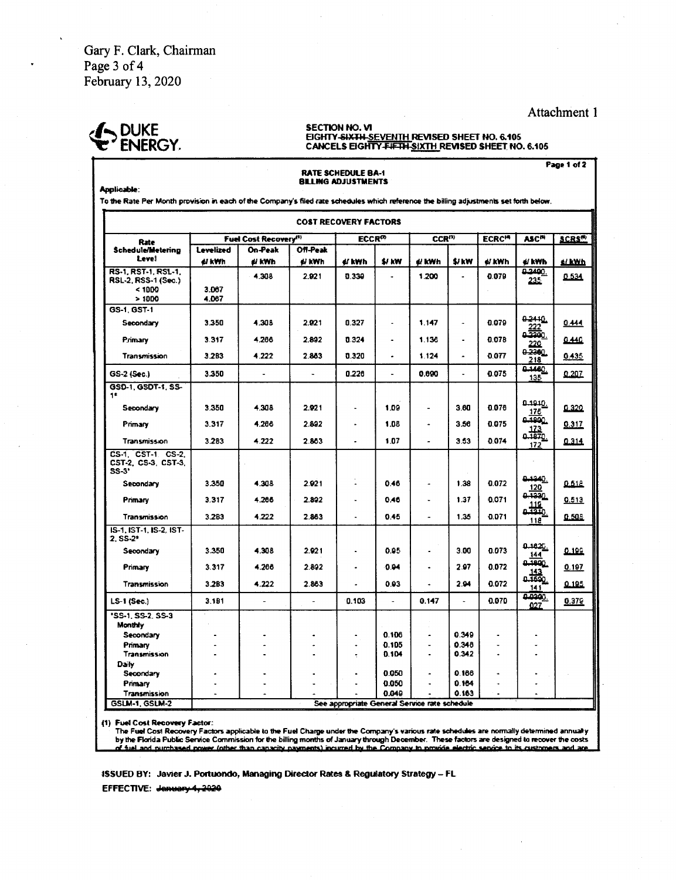Gary F. Clark, Chairman
Page 3 of 4
February 13, 2020

Attachment 1

DUKE ENERGY.

**SECTION NO. VI**
**EIGHTY-~~SIXTH~~ SEVENTH REVISED SHEET NO. 6.105**
**CANCELS EIGHTY-~~FIFTH~~ SIXTH REVISED SHEET NO. 6.105**

Page 1 of 2

## RATE SCHEDULE BA-1
## BILLING ADJUSTMENTS

**Applicable:**

To the Rate Per Month provision in each of the Company's filed rate schedules which reference the billing adjustments set forth below.

**COST RECOVERY FACTORS**

| Rate Schedule/Metering Level | Fuel Cost Recovery[1] | | | ECCR[2] | | CCR[3] | | ECRC[4] | ASC[5] | SCRS[6] |
|---|---|---|---|---|---|---|---|---|---|---|
| | Levelized ¢/ kWh | On-Peak ¢/ kWh | Off-Peak ¢/ kWh | ¢/ kWh | $/ kW | ¢/ kWh | $/ kW | ¢/ kWh | ¢/ kWh | ¢/ kWh |
| RS-1, RST-1, RSL-1, RSL-2, RSS-1 (Sec.) | | 4.308 | 2.921 | 0.339 | - | 1.200 | - | 0.079 | ~~0.2400~~ .235 | 0.534 |
| < 1000 | 3.067 | | | | | | | | | |
| > 1000 | 4.067 | | | | | | | | | |
| GS-1, GST-1 | | | | | | | | | | |
| Secondary | 3.350 | 4.308 | 2.921 | 0.327 | - | 1.147 | - | 0.079 | ~~0.2410~~ .222 | 0.444 |
| Primary | 3.317 | 4.266 | 2.892 | 0.324 | - | 1.136 | - | 0.078 | ~~0.2390~~ .220 | 0.440 |
| Transmission | 3.283 | 4.222 | 2.863 | 0.320 | - | 1.124 | - | 0.077 | ~~0.2360~~ .218 | 0.435 |
| GS-2 (Sec.) | 3.350 | - | - | 0.226 | - | 0.690 | - | 0.075 | ~~0.1460~~ .135 | 0.207 |
| GSD-1, GSDT-1, SS-1* | | | | | | | | | | |
| Secondary | 3.350 | 4.308 | 2.921 | - | 1.09 | - | 3.60 | 0.076 | ~~0.1910~~ .175 | 0.320 |
| Primary | 3.317 | 4.266 | 2.892 | - | 1.08 | - | 3.56 | 0.075 | ~~0.1890~~ .173 | 0.317 |
| Transmission | 3.283 | 4.222 | 2.863 | - | 1.07 | - | 3.53 | 0.074 | ~~0.1870~~ .172 | 0.314 |
| CS-1, CST-1 CS-2, CST-2, CS-3, CST-3, SS-3* | | | | | | | | | | |
| Secondary | 3.350 | 4.308 | 2.921 | - | 0.46 | - | 1.38 | 0.072 | ~~0.1340~~ .120 | 0.518 |
| Primary | 3.317 | 4.266 | 2.892 | - | 0.46 | - | 1.37 | 0.071 | ~~0.1330~~ .119 | 0.513 |
| Transmission | 3.283 | 4.222 | 2.863 | - | 0.45 | - | 1.35 | 0.071 | ~~0.1310~~ .118 | 0.508 |
| IS-1, IST-1, IS-2, IST-2, SS-2* | | | | | | | | | | |
| Secondary | 3.350 | 4.308 | 2.921 | - | 0.95 | - | 3.00 | 0.073 | ~~0.1620~~ .144 | 0.199 |
| Primary | 3.317 | 4.266 | 2.892 | - | 0.94 | - | 2.97 | 0.072 | ~~0.1600~~ .143 | 0.197 |
| Transmission | 3.283 | 4.222 | 2.863 | - | 0.93 | - | 2.94 | 0.072 | ~~0.1590~~ .141 | 0.195 |
| LS-1 (Sec.) | 3.181 | - | - | 0.103 | - | 0.147 | - | 0.070 | ~~0.0300~~ .027 | 0.379 |
| *SS-1, SS-2, SS-3 | | | | | | | | | | |
| Monthly | | | | | | | | | | |
| Secondary | - | - | - | - | 0.106 | - | 0.349 | - | - | |
| Primary | - | - | - | - | 0.105 | - | 0.346 | - | - | |
| Transmission | - | - | - | - | 0.104 | - | 0.342 | - | - | |
| Daily | | | | | | | | | | |
| Secondary | - | - | - | - | 0.050 | - | 0.166 | - | - | |
| Primary | - | - | - | - | 0.050 | - | 0.164 | - | - | |
| Transmission | - | - | - | - | 0.049 | - | 0.163 | - | - | |
| GSLM-1, GSLM-2 | See appropriate General Service rate schedule | | | | | | | | | |

**(1) Fuel Cost Recovery Factor:**
The Fuel Cost Recovery Factors applicable to the Fuel Charge under the Company's various rate schedules are normally determined annually by the Florida Public Service Commission for the billing months of January through December. These factors are designed to recover the costs of fuel and purchased power (other than capacity payments) incurred by the Company to provide electric service to its customers and are

**ISSUED BY:** Javier J. Portuondo, Managing Director Rates & Regulatory Strategy – FL

**EFFECTIVE:** ~~January 1, 2020~~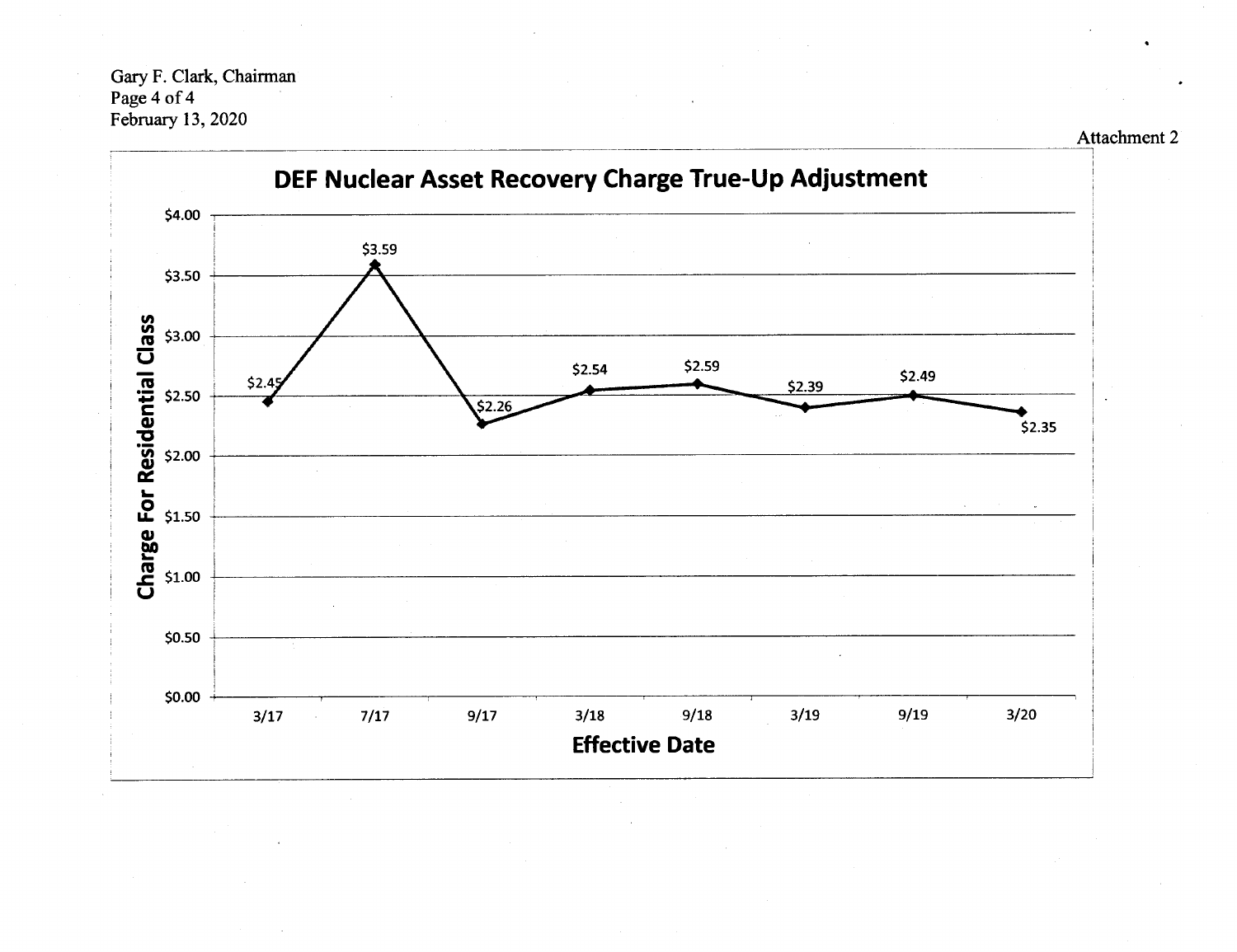Attachment 2

DEF Nuclear Asset Recovery Charge True-Up Adjustment

Charge For Residential Class

$4.00
$3.50
$3.00
$2.50
$2.00
$1.50
$1.00
$0.50
$0.00

$2.45
$3.59
$2.26
$2.54
$2.59
$2.39
$2.49
$2.35

3/17
7/17
9/17
3/18
9/18
3/19
9/19
3/20

Effective Date